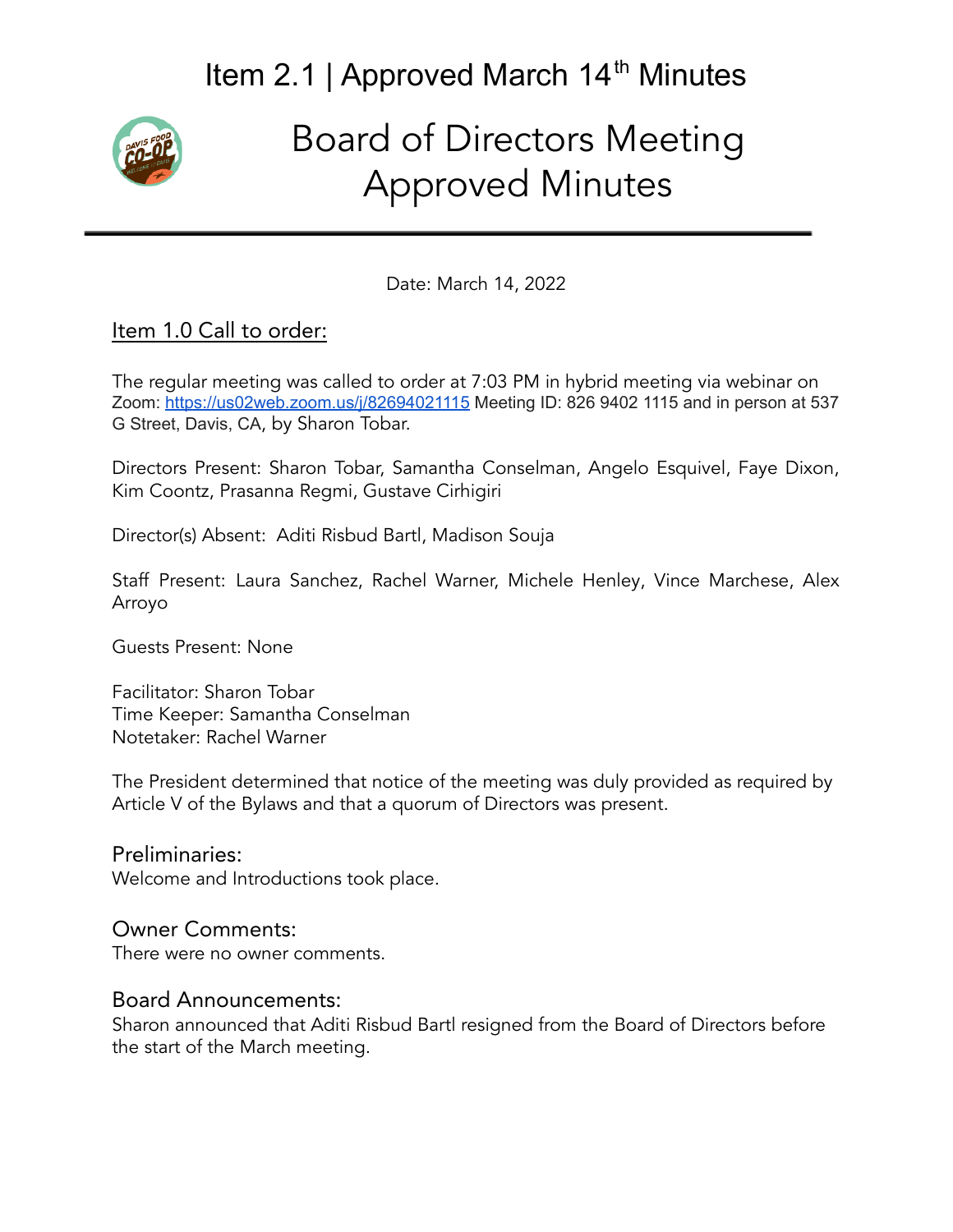# Item 2.1 | Approved March 14th Minutes

# Board of Directors Meeting Approved Minutes

Date: March 14, 2022

## Item 1.0 Call to order:

The regular meeting was called to order at 7:03 PM in hybrid meeting via webinar on Zoom: https://us02web.zoom.us/j/82694021115 Meeting ID: 826 9402 1115 and in person at 537 G Street, Davis, CA, by Sharon Tobar.

Directors Present: Sharon Tobar, Samantha Conselman, Angelo Esquivel, Faye Dixon, Kim Coontz, Prasanna Regmi, Gustave Cirhigiri

Director(s) Absent: Aditi Risbud Bartl, Madison Souja

Staff Present: Laura Sanchez, Rachel Warner, Michele Henley, Vince Marchese, Alex Arroyo

Guests Present: None

Facilitator: Sharon Tobar
Time Keeper: Samantha Conselman
Notetaker: Rachel Warner

The President determined that notice of the meeting was duly provided as required by Article V of the Bylaws and that a quorum of Directors was present.

### Preliminaries:

Welcome and Introductions took place.

### Owner Comments:

There were no owner comments.

### Board Announcements:

Sharon announced that Aditi Risbud Bartl resigned from the Board of Directors before the start of the March meeting.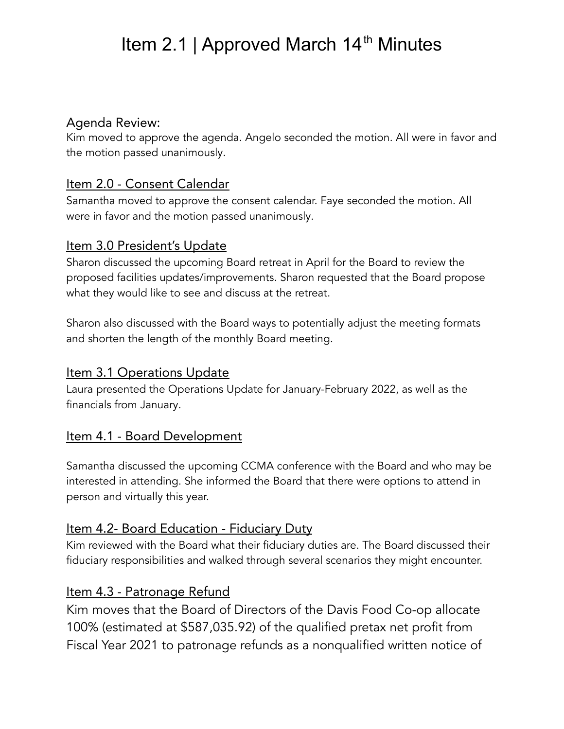# Item 2.1 | Approved March 14th Minutes

Agenda Review:
Kim moved to approve the agenda. Angelo seconded the motion. All were in favor and the motion passed unanimously.

## Item 2.0 - Consent Calendar

Samantha moved to approve the consent calendar. Faye seconded the motion. All were in favor and the motion passed unanimously.

## Item 3.0 President's Update

Sharon discussed the upcoming Board retreat in April for the Board to review the proposed facilities updates/improvements. Sharon requested that the Board propose what they would like to see and discuss at the retreat.

Sharon also discussed with the Board ways to potentially adjust the meeting formats and shorten the length of the monthly Board meeting.

## Item 3.1 Operations Update

Laura presented the Operations Update for January-February 2022, as well as the financials from January.

## Item 4.1 - Board Development

Samantha discussed the upcoming CCMA conference with the Board and who may be interested in attending. She informed the Board that there were options to attend in person and virtually this year.

## Item 4.2- Board Education - Fiduciary Duty

Kim reviewed with the Board what their fiduciary duties are. The Board discussed their fiduciary responsibilities and walked through several scenarios they might encounter.

## Item 4.3 - Patronage Refund

Kim moves that the Board of Directors of the Davis Food Co-op allocate 100% (estimated at $587,035.92) of the qualified pretax net profit from Fiscal Year 2021 to patronage refunds as a nonqualified written notice of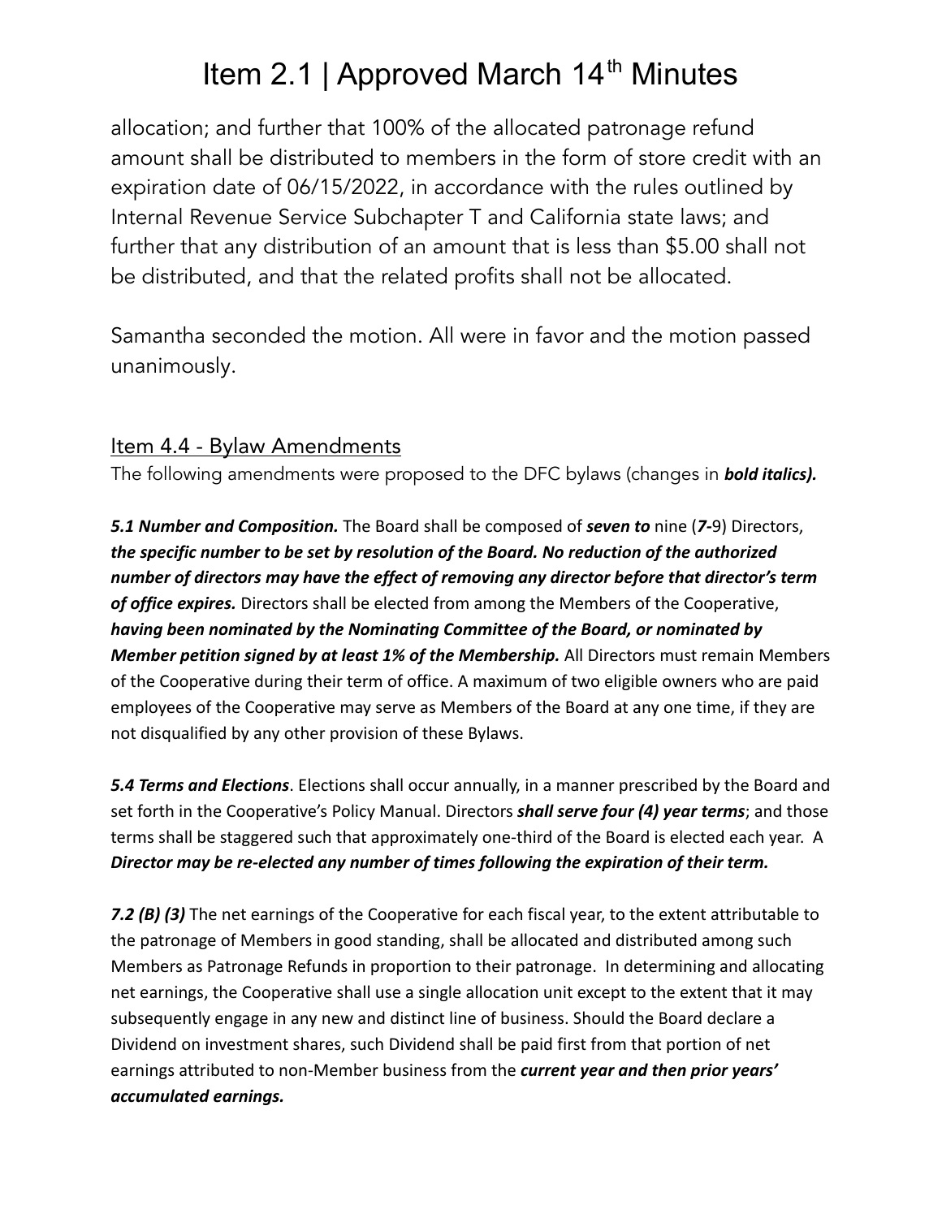allocation; and further that 100% of the allocated patronage refund amount shall be distributed to members in the form of store credit with an expiration date of 06/15/2022, in accordance with the rules outlined by Internal Revenue Service Subchapter T and California state laws; and further that any distribution of an amount that is less than $5.00 shall not be distributed, and that the related profits shall not be allocated.

Samantha seconded the motion. All were in favor and the motion passed unanimously.

## Item 4.4 - Bylaw Amendments

The following amendments were proposed to the DFC bylaws (changes in ***bold italics).***

***5.1 Number and Composition.*** The Board shall be composed of ***seven to*** nine (***7-***9) Directors, ***the specific number to be set by resolution of the Board. No reduction of the authorized number of directors may have the effect of removing any director before that director's term of office expires.*** Directors shall be elected from among the Members of the Cooperative, ***having been nominated by the Nominating Committee of the Board, or nominated by Member petition signed by at least 1% of the Membership.*** All Directors must remain Members of the Cooperative during their term of office. A maximum of two eligible owners who are paid employees of the Cooperative may serve as Members of the Board at any one time, if they are not disqualified by any other provision of these Bylaws.

***5.4 Terms and Elections***. Elections shall occur annually, in a manner prescribed by the Board and set forth in the Cooperative's Policy Manual. Directors ***shall serve four (4) year terms***; and those terms shall be staggered such that approximately one-third of the Board is elected each year. A ***Director may be re-elected any number of times following the expiration of their term.***

***7.2 (B) (3)*** The net earnings of the Cooperative for each fiscal year, to the extent attributable to the patronage of Members in good standing, shall be allocated and distributed among such Members as Patronage Refunds in proportion to their patronage. In determining and allocating net earnings, the Cooperative shall use a single allocation unit except to the extent that it may subsequently engage in any new and distinct line of business. Should the Board declare a Dividend on investment shares, such Dividend shall be paid first from that portion of net earnings attributed to non-Member business from the ***current year and then prior years' accumulated earnings.***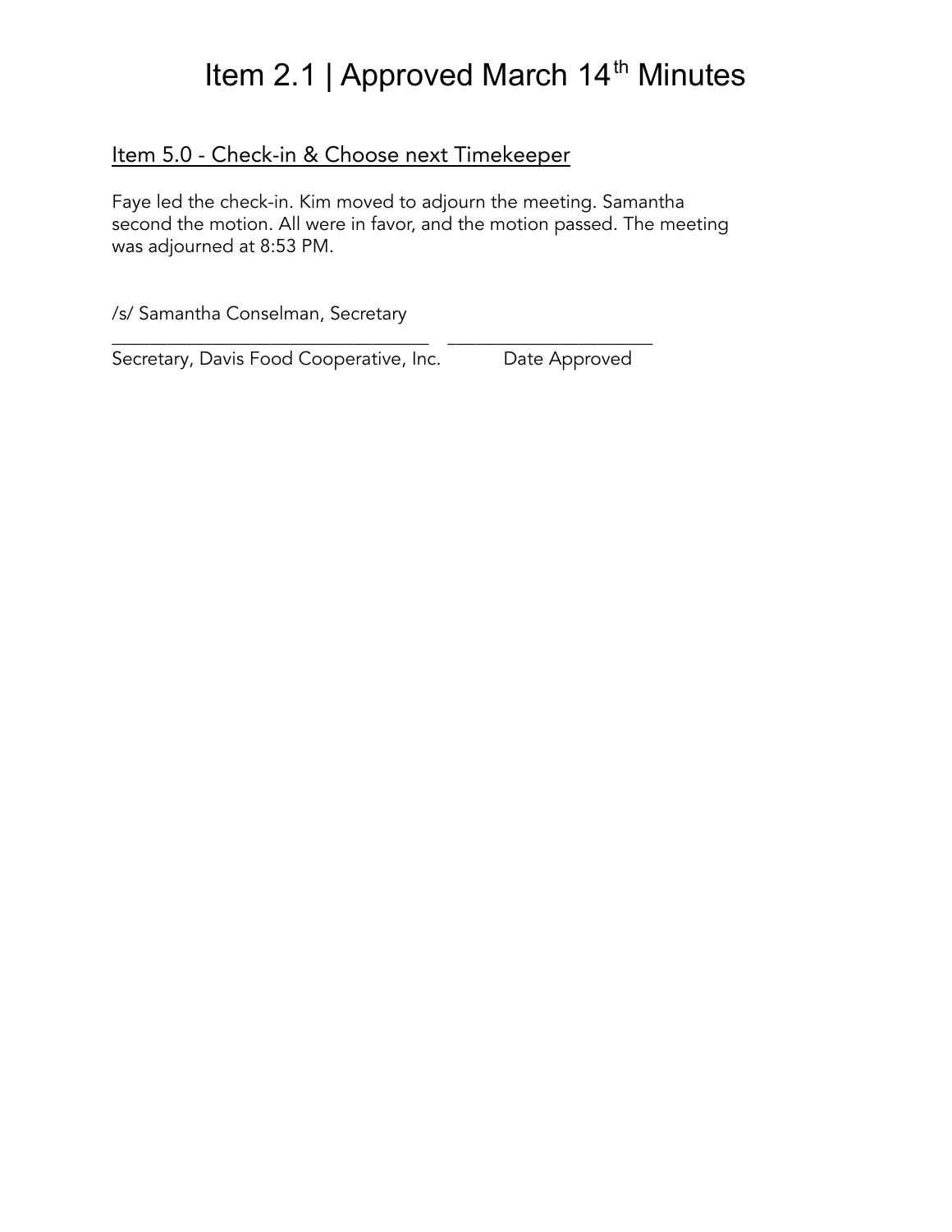## Item 5.0 - Check-in & Choose next Timekeeper

Faye led the check-in. Kim moved to adjourn the meeting. Samantha second the motion. All were in favor, and the motion passed. The meeting was adjourned at 8:53 PM.

/s/ Samantha Conselman, Secretary

_________________________________ _____________________

Secretary, Davis Food Cooperative, Inc. Date Approved